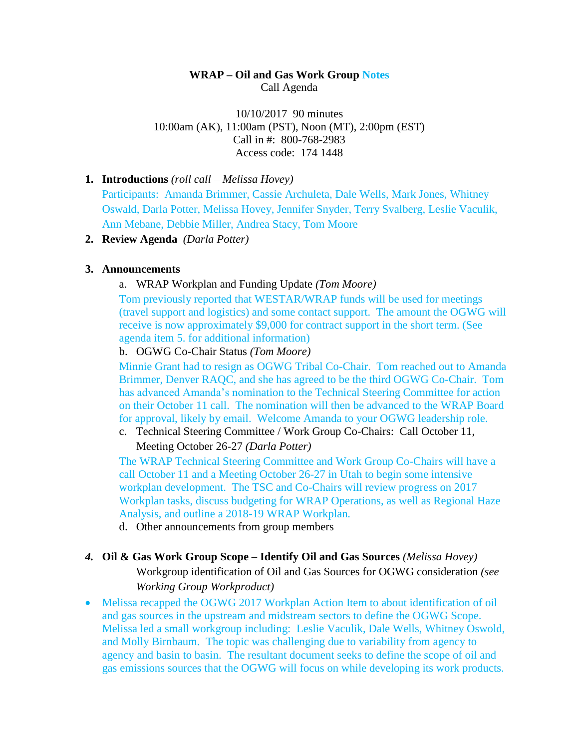**WRAP – Oil and Gas Work Group Notes**
Call Agenda

10/10/2017 90 minutes
10:00am (AK), 11:00am (PST), Noon (MT), 2:00pm (EST)
Call in #: 800-768-2983
Access code: 174 1448

1. **Introductions** *(roll call – Melissa Hovey)*
   Participants: Amanda Brimmer, Cassie Archuleta, Dale Wells, Mark Jones, Whitney Oswald, Darla Potter, Melissa Hovey, Jennifer Snyder, Terry Svalberg, Leslie Vaculik, Ann Mebane, Debbie Miller, Andrea Stacy, Tom Moore
2. **Review Agenda** *(Darla Potter)*

3. **Announcements**
   a. WRAP Workplan and Funding Update *(Tom Moore)*
   Tom previously reported that WESTAR/WRAP funds will be used for meetings (travel support and logistics) and some contact support. The amount the OGWG will receive is now approximately $9,000 for contract support in the short term. (See agenda item 5. for additional information)
   b. OGWG Co-Chair Status *(Tom Moore)*
   Minnie Grant had to resign as OGWG Tribal Co-Chair. Tom reached out to Amanda Brimmer, Denver RAQC, and she has agreed to be the third OGWG Co-Chair. Tom has advanced Amanda's nomination to the Technical Steering Committee for action on their October 11 call. The nomination will then be advanced to the WRAP Board for approval, likely by email. Welcome Amanda to your OGWG leadership role.
   c. Technical Steering Committee / Work Group Co-Chairs: Call October 11, Meeting October 26-27 *(Darla Potter)*
   The WRAP Technical Steering Committee and Work Group Co-Chairs will have a call October 11 and a Meeting October 26-27 in Utah to begin some intensive workplan development. The TSC and Co-Chairs will review progress on 2017 Workplan tasks, discuss budgeting for WRAP Operations, as well as Regional Haze Analysis, and outline a 2018-19 WRAP Workplan.
   d. Other announcements from group members

4. ***Oil & Gas Work Group Scope – Identify Oil and Gas Sources*** *(Melissa Hovey)*
   Workgroup identification of Oil and Gas Sources for OGWG consideration *(see Working Group Workproduct)*

- Melissa recapped the OGWG 2017 Workplan Action Item to about identification of oil and gas sources in the upstream and midstream sectors to define the OGWG Scope. Melissa led a small workgroup including: Leslie Vaculik, Dale Wells, Whitney Oswald, and Molly Birnbaum. The topic was challenging due to variability from agency to agency and basin to basin. The resultant document seeks to define the scope of oil and gas emissions sources that the OGWG will focus on while developing its work products.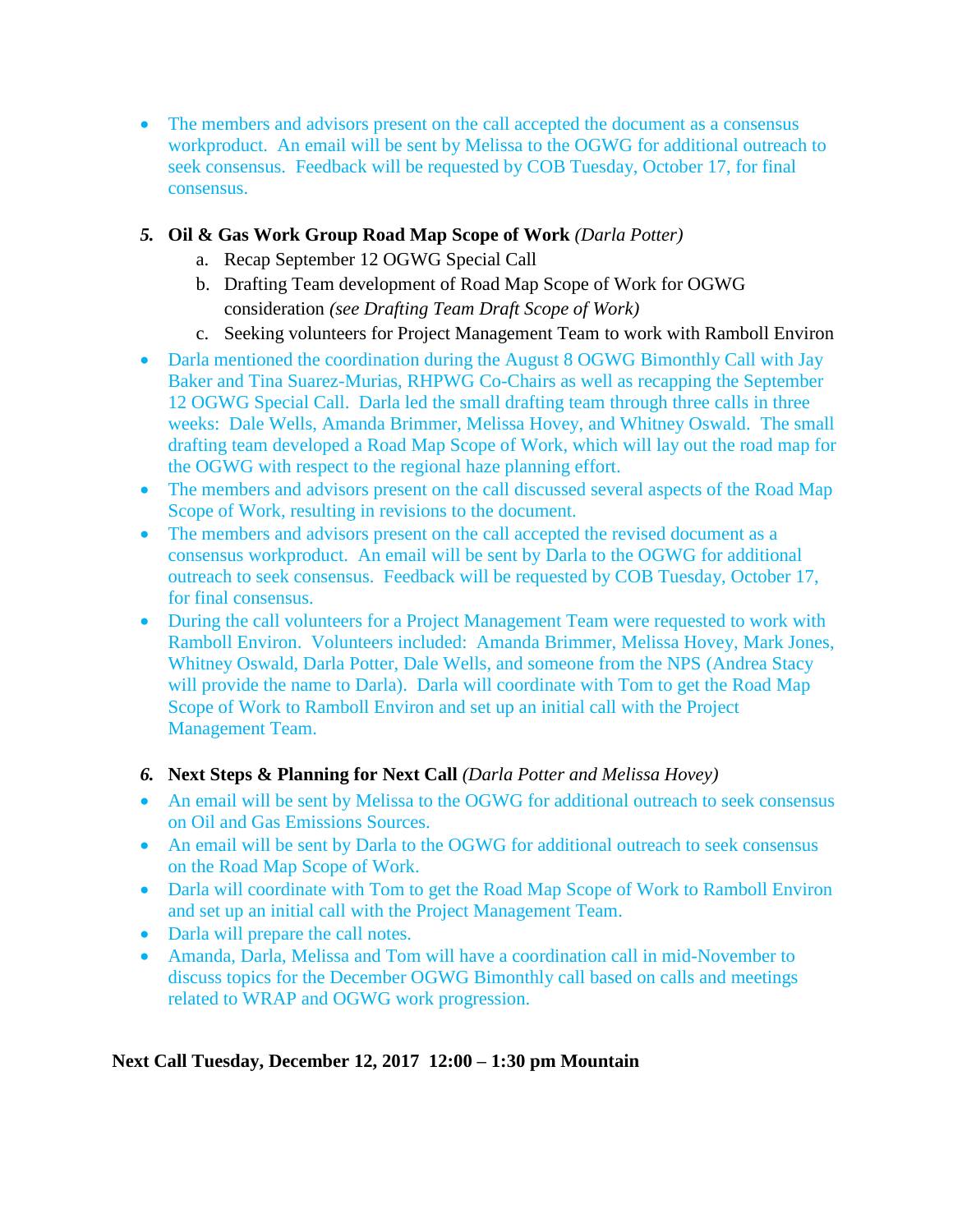- The members and advisors present on the call accepted the document as a consensus workproduct. An email will be sent by Melissa to the OGWG for additional outreach to seek consensus. Feedback will be requested by COB Tuesday, October 17, for final consensus.

5. **Oil & Gas Work Group Road Map Scope of Work** *(Darla Potter)*
   a. Recap September 12 OGWG Special Call
   b. Drafting Team development of Road Map Scope of Work for OGWG consideration *(see Drafting Team Draft Scope of Work)*
   c. Seeking volunteers for Project Management Team to work with Ramboll Environ

- Darla mentioned the coordination during the August 8 OGWG Bimonthly Call with Jay Baker and Tina Suarez-Murias, RHPWG Co-Chairs as well as recapping the September 12 OGWG Special Call. Darla led the small drafting team through three calls in three weeks: Dale Wells, Amanda Brimmer, Melissa Hovey, and Whitney Oswald. The small drafting team developed a Road Map Scope of Work, which will lay out the road map for the OGWG with respect to the regional haze planning effort.
- The members and advisors present on the call discussed several aspects of the Road Map Scope of Work, resulting in revisions to the document.
- The members and advisors present on the call accepted the revised document as a consensus workproduct. An email will be sent by Darla to the OGWG for additional outreach to seek consensus. Feedback will be requested by COB Tuesday, October 17, for final consensus.
- During the call volunteers for a Project Management Team were requested to work with Ramboll Environ. Volunteers included: Amanda Brimmer, Melissa Hovey, Mark Jones, Whitney Oswald, Darla Potter, Dale Wells, and someone from the NPS (Andrea Stacy will provide the name to Darla). Darla will coordinate with Tom to get the Road Map Scope of Work to Ramboll Environ and set up an initial call with the Project Management Team.

6. **Next Steps & Planning for Next Call** *(Darla Potter and Melissa Hovey)*

- An email will be sent by Melissa to the OGWG for additional outreach to seek consensus on Oil and Gas Emissions Sources.
- An email will be sent by Darla to the OGWG for additional outreach to seek consensus on the Road Map Scope of Work.
- Darla will coordinate with Tom to get the Road Map Scope of Work to Ramboll Environ and set up an initial call with the Project Management Team.
- Darla will prepare the call notes.
- Amanda, Darla, Melissa and Tom will have a coordination call in mid-November to discuss topics for the December OGWG Bimonthly call based on calls and meetings related to WRAP and OGWG work progression.

**Next Call Tuesday, December 12, 2017 12:00 – 1:30 pm Mountain**